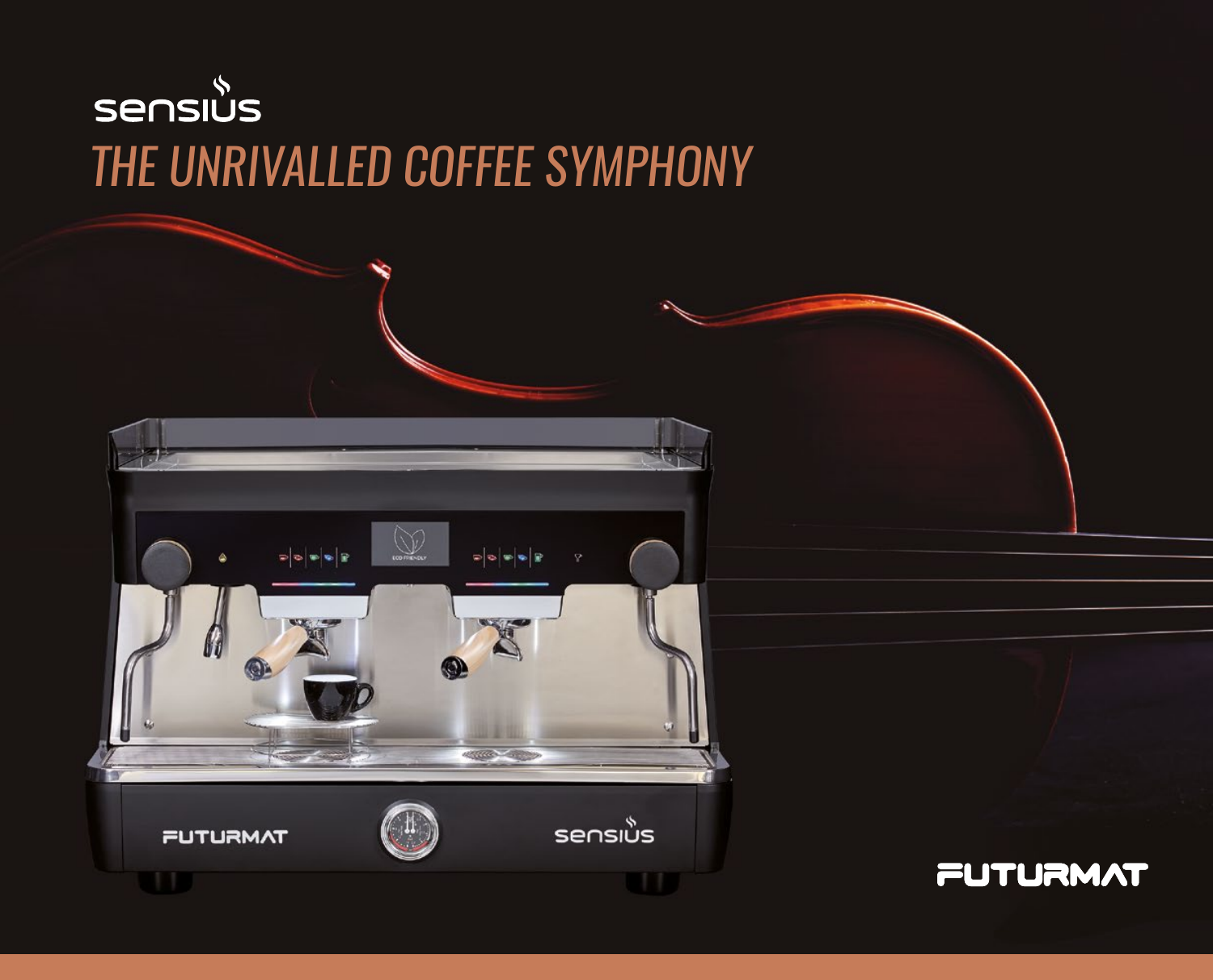# sensius

## THE UNRIVALLED COFFEE SYMPHONY

FUTURMAT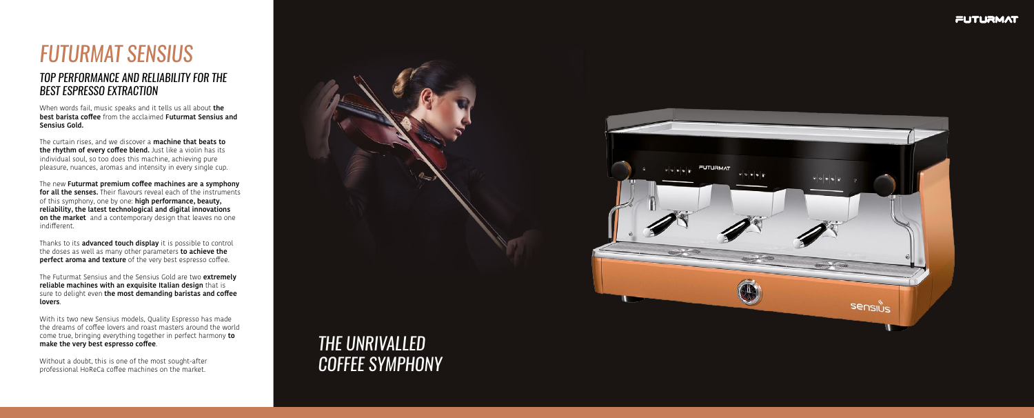# FUTURMAT SENSIUS

## TOP PERFORMANCE AND RELIABILITY FOR THE BEST ESPRESSO EXTRACTION

When words fail, music speaks and it tells us all about **the best barista coffee** from the acclaimed **Futurmat Sensius and Sensius Gold.**

The curtain rises, and we discover a **machine that beats to the rhythm of every coffee blend.** Just like a violin has its individual soul, so too does this machine, achieving pure pleasure, nuances, aromas and intensity in every single cup.

The new **Futurmat premium coffee machines are a symphony for all the senses.** Their flavours reveal each of the instruments of this symphony, one by one: **high performance, beauty, reliability, the latest technological and digital innovations on the market** and a contemporary design that leaves no one indifferent.

Thanks to its **advanced touch display** it is possible to control the doses as well as many other parameters **to achieve the perfect aroma and texture** of the very best espresso coffee.

The Futurmat Sensius and the Sensius Gold are two **extremely reliable machines with an exquisite Italian design** that is sure to delight even **the most demanding baristas and coffee lovers**.

With its two new Sensius models, Quality Espresso has made the dreams of coffee lovers and roast masters around the world come true, bringing everything together in perfect harmony **to make the very best espresso coffee**.

Without a doubt, this is one of the most sought-after professional HoReCa coffee machines on the market.

## THE UNRIVALLED COFFEE SYMPHONY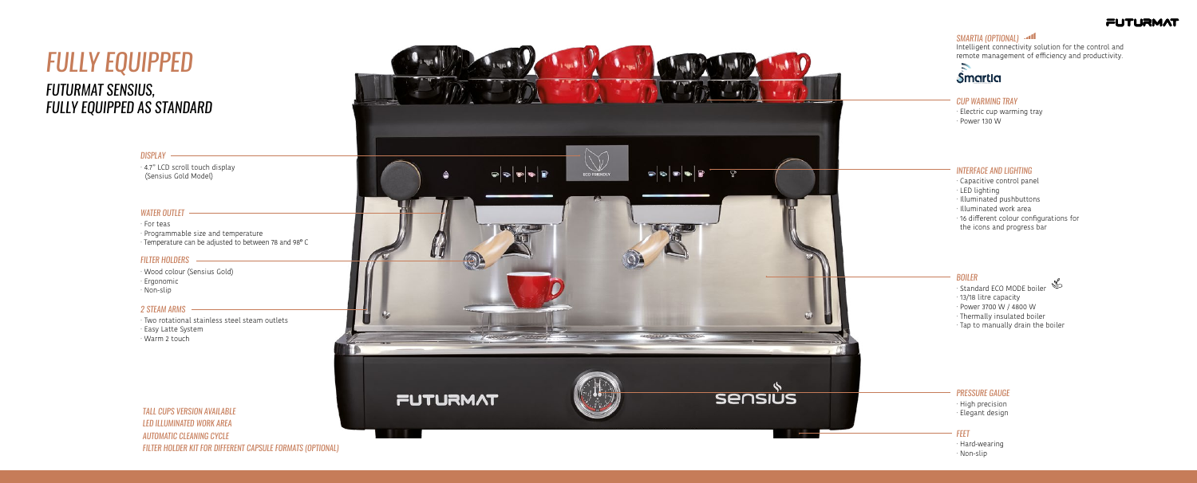# FULLY EQUIPPED

## FUTURMAT SENSIUS, FULLY EQUIPPED AS STANDARD

### DISPLAY

· 4.7" LCD scroll touch display (Sensius Gold Model)

### WATER OUTLET

· For teas
· Programmable size and temperature
· Temperature can be adjusted to between 78 and 98° C

### FILTER HOLDERS

· Wood colour (Sensius Gold)
· Ergonomic
· Non-slip

### 2 STEAM ARMS

· Two rotational stainless steel steam outlets
· Easy Latte System
· Warm 2 touch

TALL CUPS VERSION AVAILABLE
LED ILLUMINATED WORK AREA
AUTOMATIC CLEANING CYCLE
FILTER HOLDER KIT FOR DIFFERENT CAPSULE FORMATS (OPTIONAL)

### SMARTIA (OPTIONAL)

Intelligent connectivity solution for the control and remote management of efficiency and productivity.

Smartia

### CUP WARMING TRAY

· Electric cup warming tray
· Power 130 W

### INTERFACE AND LIGHTING

· Capacitive control panel
· LED lighting
· Illuminated pushbuttons
· Illuminated work area
· 16 different colour configurations for the icons and progress bar

### BOILER

· Standard ECO MODE boiler
· 13/18 litre capacity
· Power 3700 W / 4800 W
· Thermally insulated boiler
· Tap to manually drain the boiler

### PRESSURE GAUGE

· High precision
· Elegant design

### FEET

· Hard-wearing
· Non-slip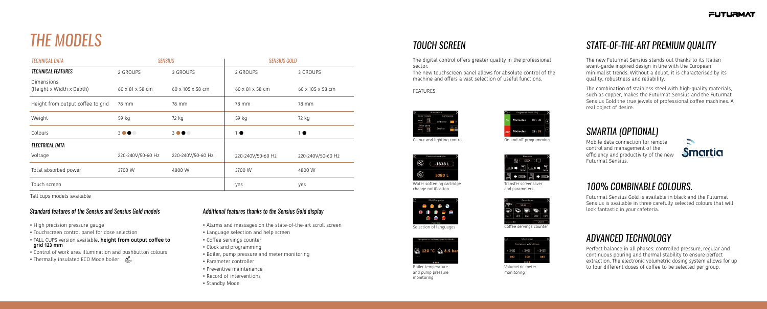# THE MODELS

| *TECHNICAL DATA* | *SENSIUS* | | *SENSIUS GOLD* | |
|---|---|---|---|---|
| *TECHNICAL FEATURES* | 2 GROUPS | 3 GROUPS | 2 GROUPS | 3 GROUPS |
| Dimensions (Height x Width x Depth) | 60 x 81 x 58 cm | 60 x 105 x 58 cm | 60 x 81 x 58 cm | 60 x 105 x 58 cm |
| Height from output coffee to grid | 78 mm | 78 mm | 78 mm | 78 mm |
| Weight | 59 kg | 72 kg | 59 kg | 72 kg |
| Colours | 3 | 3 | 1 | 1 |
| *ELECTRICAL DATA* | | | | |
| Voltage | 220-240V/50-60 Hz | 220-240V/50-60 Hz | 220-240V/50-60 Hz | 220-240V/50-60 Hz |
| Total absorbed power | 3700 W | 4800 W | 3700 W | 4800 W |
| Touch screen | | | yes | yes |

Tall cups models available

### Standard features of the Sensius and Sensius Gold models

- High precision pressure gauge
- Touchscreen control panel for dose selection
- TALL CUPS version available, **height from output coffee to grid 123 mm**
- Control of work area illumination and pushbutton colours
- Thermally insulated ECO Mode boiler

### Additional features thanks to the Sensius Gold display

- Alarms and messages on the state-of-the-art scroll screen
- Language selection and help screen
- Coffee servings counter
- Clock and programming
- Boiler, pump pressure and meter monitoring
- Parameter controller
- Preventive maintenance
- Record of interventions
- Standby Mode

## TOUCH SCREEN

The digital control offers greater quality in the professional sector.

The new touchscreen panel allows for absolute control of the machine and offers a vast selection of useful functions.

FEATURES

- Colour and lighting control
- On and off programming
- Water softening cartridge change notification
- Transfer screensaver and parameters
- Selection of languages
- Coffee servings counter
- Boiler temperature and pump pressure monitoring
- Volumetric meter monitoring

## STATE-OF-THE-ART PREMIUM QUALITY

The new Futurmat Sensius stands out thanks to its Italian avant-garde inspired design in line with the European minimalist trends. Without a doubt, it is characterised by its quality, robustness and reliability.

The combination of stainless steel with high-quality materials, such as copper, makes the Futurmat Sensius and the Futurmat Sensius Gold the true jewels of professional coffee machines. A real object of desire.

## SMARTIA (OPTIONAL)

Mobile data connection for remote control and management of the efficiency and productivity of the new Futurmat Sensius.

## 100% COMBINABLE COLOURS.

Futurmat Sensius Gold is available in black and the Futurmat Sensius is available in three carefully selected colours that will look fantastic in your cafeteria.

## ADVANCED TECHNOLOGY

Perfect balance in all phases: controlled pressure, regular and continuous pouring and thermal stability to ensure perfect extraction. The electronic volumetric dosing system allows for up to four different doses of coffee to be selected per group.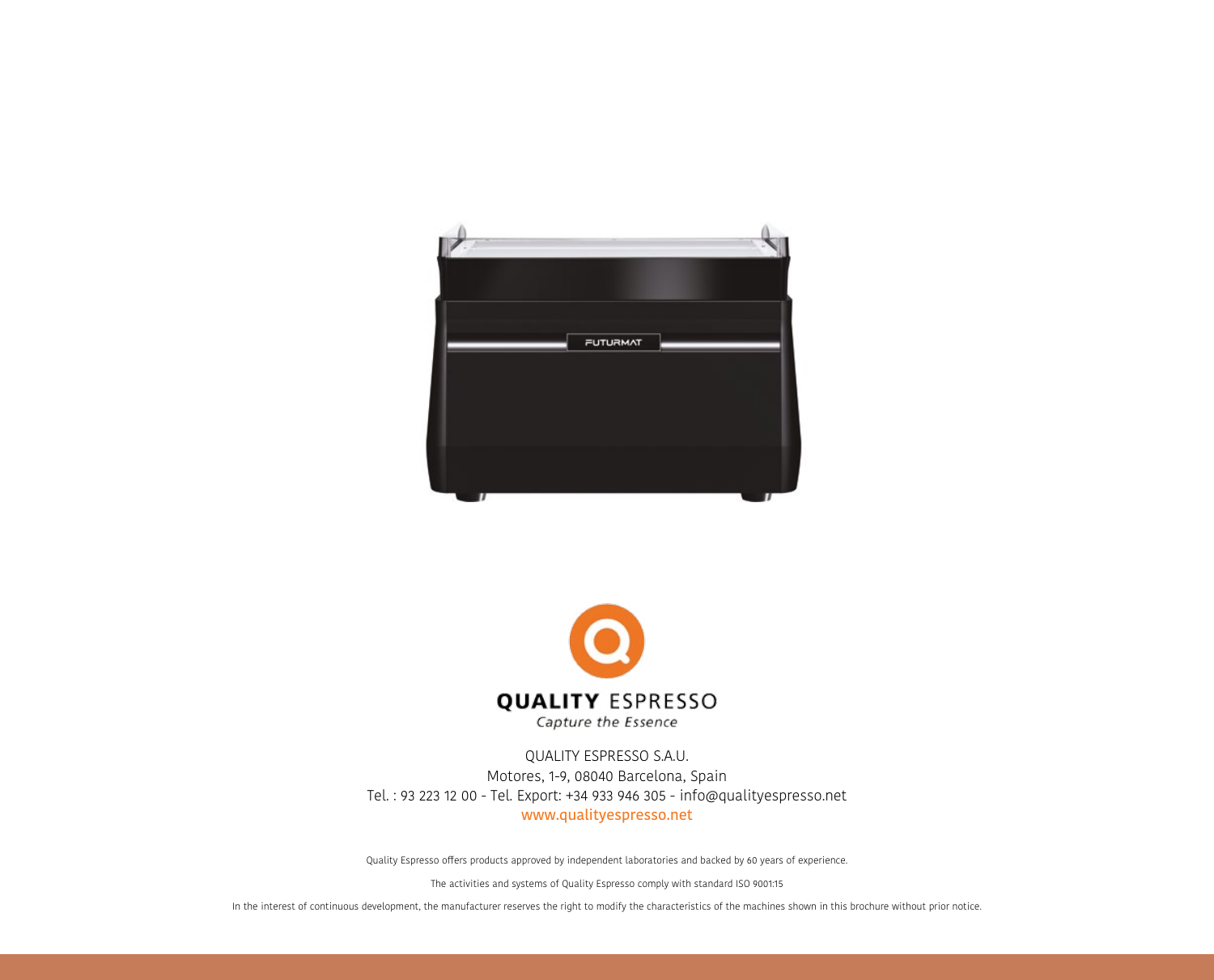**QUALITY** ESPRESSO

*Capture the Essence*

QUALITY ESPRESSO S.A.U.
Motores, 1-9, 08040 Barcelona, Spain
Tel. : 93 223 12 00 - Tel. Export: +34 933 946 305 - info@qualityespresso.net
www.qualityespresso.net

Quality Espresso offers products approved by independent laboratories and backed by 60 years of experience.

The activities and systems of Quality Espresso comply with standard ISO 9001:15

In the interest of continuous development, the manufacturer reserves the right to modify the characteristics of the machines shown in this brochure without prior notice.